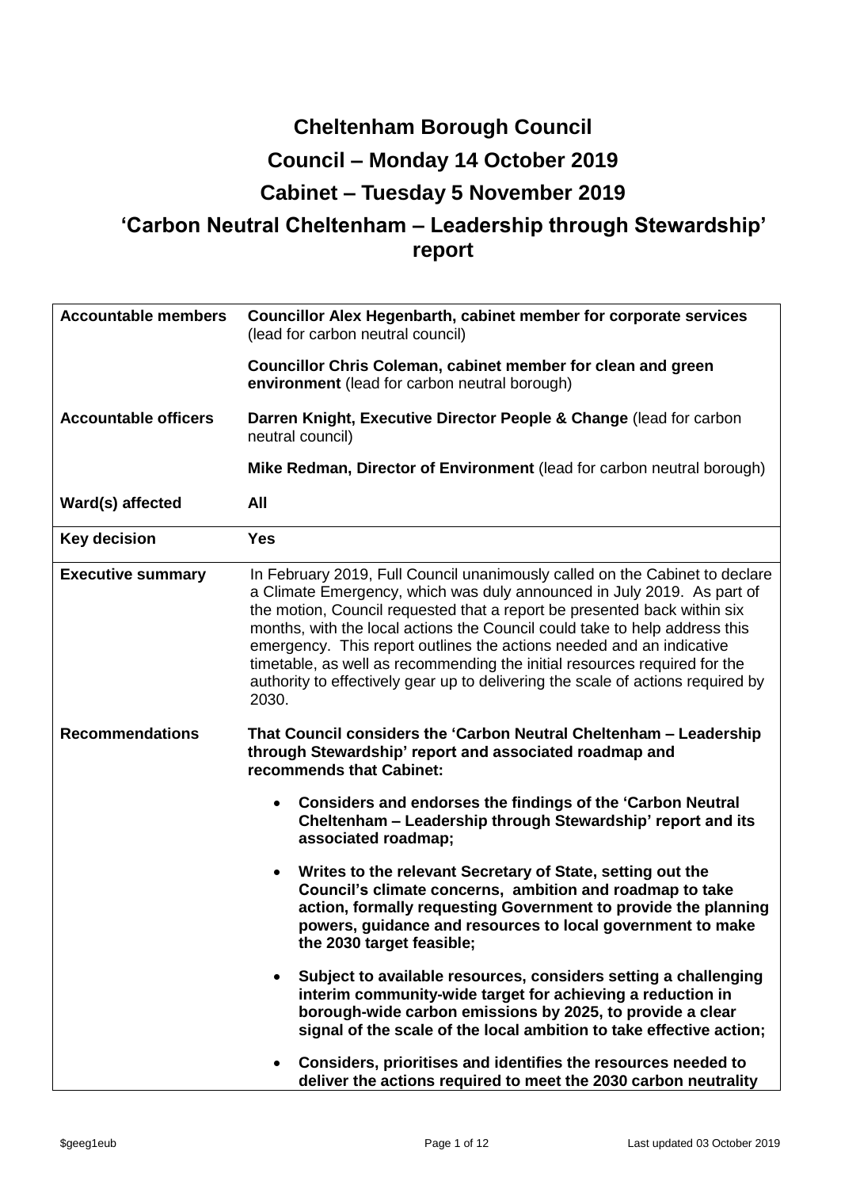# Cheltenham Borough Council

## Council – Monday 14 October 2019

## Cabinet – Tuesday 5 November 2019

## 'Carbon Neutral Cheltenham – Leadership through Stewardship' report

| | |
|---|---|
| **Accountable members** | **Councillor Alex Hegenbarth, cabinet member for corporate services** (lead for carbon neutral council)<br><br>**Councillor Chris Coleman, cabinet member for clean and green environment** (lead for carbon neutral borough) |
| **Accountable officers** | **Darren Knight, Executive Director People & Change** (lead for carbon neutral council)<br><br>**Mike Redman, Director of Environment** (lead for carbon neutral borough) |
| **Ward(s) affected** | **All** |
| **Key decision** | **Yes** |
| **Executive summary** | In February 2019, Full Council unanimously called on the Cabinet to declare a Climate Emergency, which was duly announced in July 2019. As part of the motion, Council requested that a report be presented back within six months, with the local actions the Council could take to help address this emergency. This report outlines the actions needed and an indicative timetable, as well as recommending the initial resources required for the authority to effectively gear up to delivering the scale of actions required by 2030. |
| **Recommendations** | **That Council considers the 'Carbon Neutral Cheltenham – Leadership through Stewardship' report and associated roadmap and recommends that Cabinet:**<br><br>• **Considers and endorses the findings of the 'Carbon Neutral Cheltenham – Leadership through Stewardship' report and its associated roadmap;**<br><br>• **Writes to the relevant Secretary of State, setting out the Council's climate concerns, ambition and roadmap to take action, formally requesting Government to provide the planning powers, guidance and resources to local government to make the 2030 target feasible;**<br><br>• **Subject to available resources, considers setting a challenging interim community-wide target for achieving a reduction in borough-wide carbon emissions by 2025, to provide a clear signal of the scale of the local ambition to take effective action;**<br><br>• **Considers, prioritises and identifies the resources needed to deliver the actions required to meet the 2030 carbon neutrality** |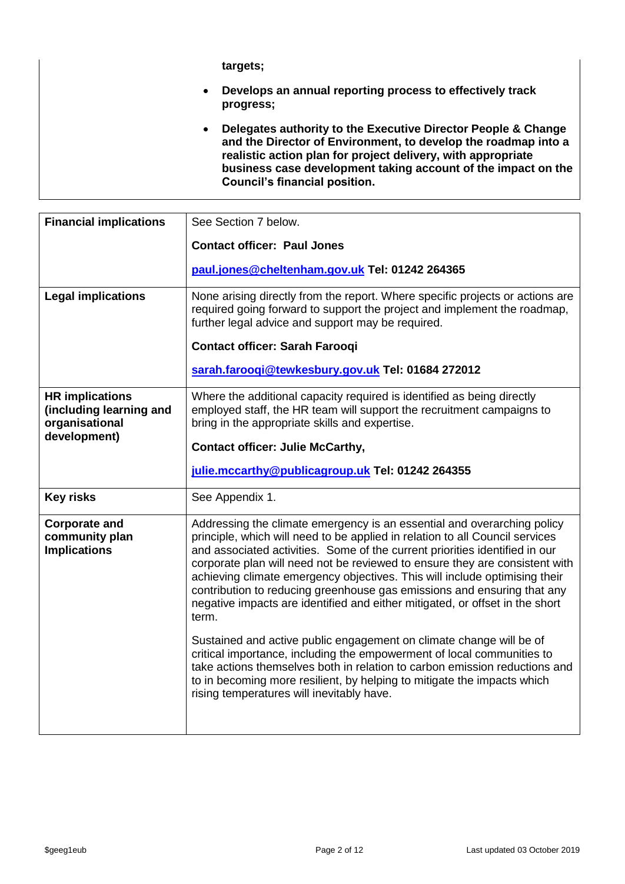**targets;**

- **Develops an annual reporting process to effectively track progress;**
- **Delegates authority to the Executive Director People & Change and the Director of Environment, to develop the roadmap into a realistic action plan for project delivery, with appropriate business case development taking account of the impact on the Council's financial position.**

| | |
|---|---|
| **Financial implications** | See Section 7 below.<br><br>**Contact officer: Paul Jones**<br><br>**paul.jones@cheltenham.gov.uk Tel: 01242 264365** |
| **Legal implications** | None arising directly from the report. Where specific projects or actions are required going forward to support the project and implement the roadmap, further legal advice and support may be required.<br><br>**Contact officer: Sarah Farooqi**<br><br>**sarah.farooqi@tewkesbury.gov.uk Tel: 01684 272012** |
| **HR implications (including learning and organisational development)** | Where the additional capacity required is identified as being directly employed staff, the HR team will support the recruitment campaigns to bring in the appropriate skills and expertise.<br><br>**Contact officer: Julie McCarthy,**<br><br>**julie.mccarthy@publicagroup.uk Tel: 01242 264355** |
| **Key risks** | See Appendix 1. |
| **Corporate and community plan Implications** | Addressing the climate emergency is an essential and overarching policy principle, which will need to be applied in relation to all Council services and associated activities. Some of the current priorities identified in our corporate plan will need not be reviewed to ensure they are consistent with achieving climate emergency objectives. This will include optimising their contribution to reducing greenhouse gas emissions and ensuring that any negative impacts are identified and either mitigated, or offset in the short term.<br><br>Sustained and active public engagement on climate change will be of critical importance, including the empowerment of local communities to take actions themselves both in relation to carbon emission reductions and to in becoming more resilient, by helping to mitigate the impacts which rising temperatures will inevitably have. |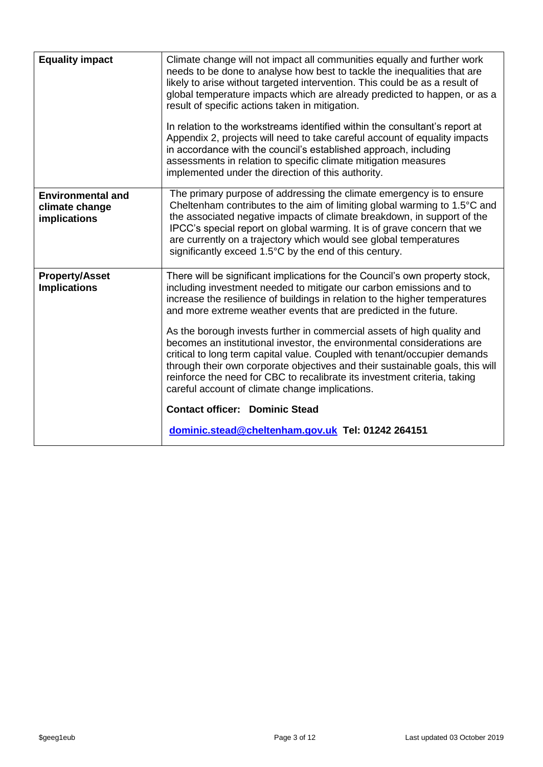| | |
|---|---|
| **Equality impact** | Climate change will not impact all communities equally and further work needs to be done to analyse how best to tackle the inequalities that are likely to arise without targeted intervention. This could be as a result of global temperature impacts which are already predicted to happen, or as a result of specific actions taken in mitigation.<br><br>In relation to the workstreams identified within the consultant's report at Appendix 2, projects will need to take careful account of equality impacts in accordance with the council's established approach, including assessments in relation to specific climate mitigation measures implemented under the direction of this authority. |
| **Environmental and climate change implications** | The primary purpose of addressing the climate emergency is to ensure Cheltenham contributes to the aim of limiting global warming to 1.5°C and the associated negative impacts of climate breakdown, in support of the IPCC's special report on global warming. It is of grave concern that we are currently on a trajectory which would see global temperatures significantly exceed 1.5°C by the end of this century. |
| **Property/Asset Implications** | There will be significant implications for the Council's own property stock, including investment needed to mitigate our carbon emissions and to increase the resilience of buildings in relation to the higher temperatures and more extreme weather events that are predicted in the future.<br><br>As the borough invests further in commercial assets of high quality and becomes an institutional investor, the environmental considerations are critical to long term capital value. Coupled with tenant/occupier demands through their own corporate objectives and their sustainable goals, this will reinforce the need for CBC to recalibrate its investment criteria, taking careful account of climate change implications.<br><br>**Contact officer: Dominic Stead**<br><br>**dominic.stead@cheltenham.gov.uk Tel: 01242 264151** |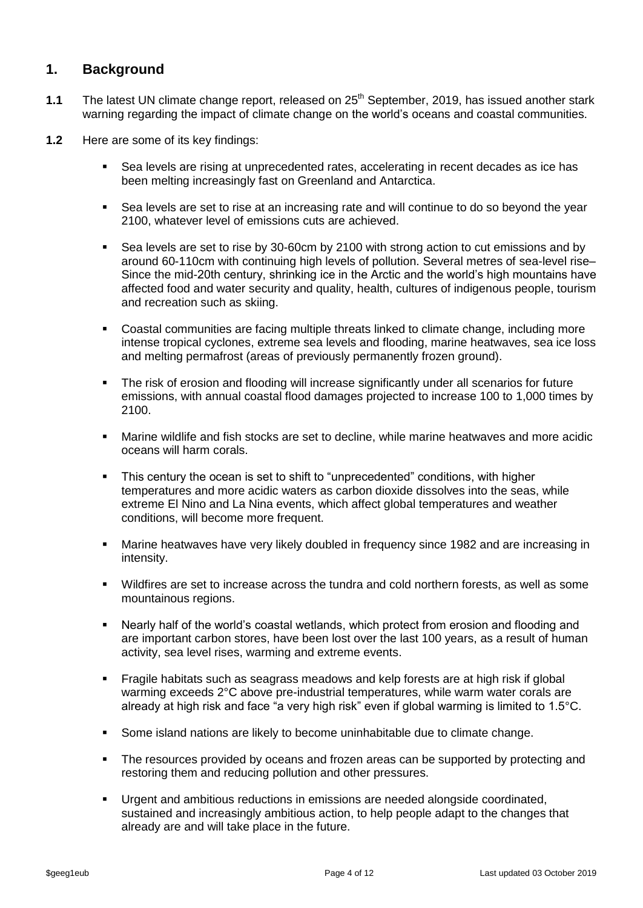## 1. Background

**1.1** The latest UN climate change report, released on 25th September, 2019, has issued another stark warning regarding the impact of climate change on the world's oceans and coastal communities.

**1.2** Here are some of its key findings:

- Sea levels are rising at unprecedented rates, accelerating in recent decades as ice has been melting increasingly fast on Greenland and Antarctica.
- Sea levels are set to rise at an increasing rate and will continue to do so beyond the year 2100, whatever level of emissions cuts are achieved.
- Sea levels are set to rise by 30-60cm by 2100 with strong action to cut emissions and by around 60-110cm with continuing high levels of pollution. Several metres of sea-level rise– Since the mid-20th century, shrinking ice in the Arctic and the world's high mountains have affected food and water security and quality, health, cultures of indigenous people, tourism and recreation such as skiing.
- Coastal communities are facing multiple threats linked to climate change, including more intense tropical cyclones, extreme sea levels and flooding, marine heatwaves, sea ice loss and melting permafrost (areas of previously permanently frozen ground).
- The risk of erosion and flooding will increase significantly under all scenarios for future emissions, with annual coastal flood damages projected to increase 100 to 1,000 times by 2100.
- Marine wildlife and fish stocks are set to decline, while marine heatwaves and more acidic oceans will harm corals.
- This century the ocean is set to shift to "unprecedented" conditions, with higher temperatures and more acidic waters as carbon dioxide dissolves into the seas, while extreme El Nino and La Nina events, which affect global temperatures and weather conditions, will become more frequent.
- Marine heatwaves have very likely doubled in frequency since 1982 and are increasing in intensity.
- Wildfires are set to increase across the tundra and cold northern forests, as well as some mountainous regions.
- Nearly half of the world's coastal wetlands, which protect from erosion and flooding and are important carbon stores, have been lost over the last 100 years, as a result of human activity, sea level rises, warming and extreme events.
- Fragile habitats such as seagrass meadows and kelp forests are at high risk if global warming exceeds 2°C above pre-industrial temperatures, while warm water corals are already at high risk and face "a very high risk" even if global warming is limited to 1.5°C.
- Some island nations are likely to become uninhabitable due to climate change.
- The resources provided by oceans and frozen areas can be supported by protecting and restoring them and reducing pollution and other pressures.
- Urgent and ambitious reductions in emissions are needed alongside coordinated, sustained and increasingly ambitious action, to help people adapt to the changes that already are and will take place in the future.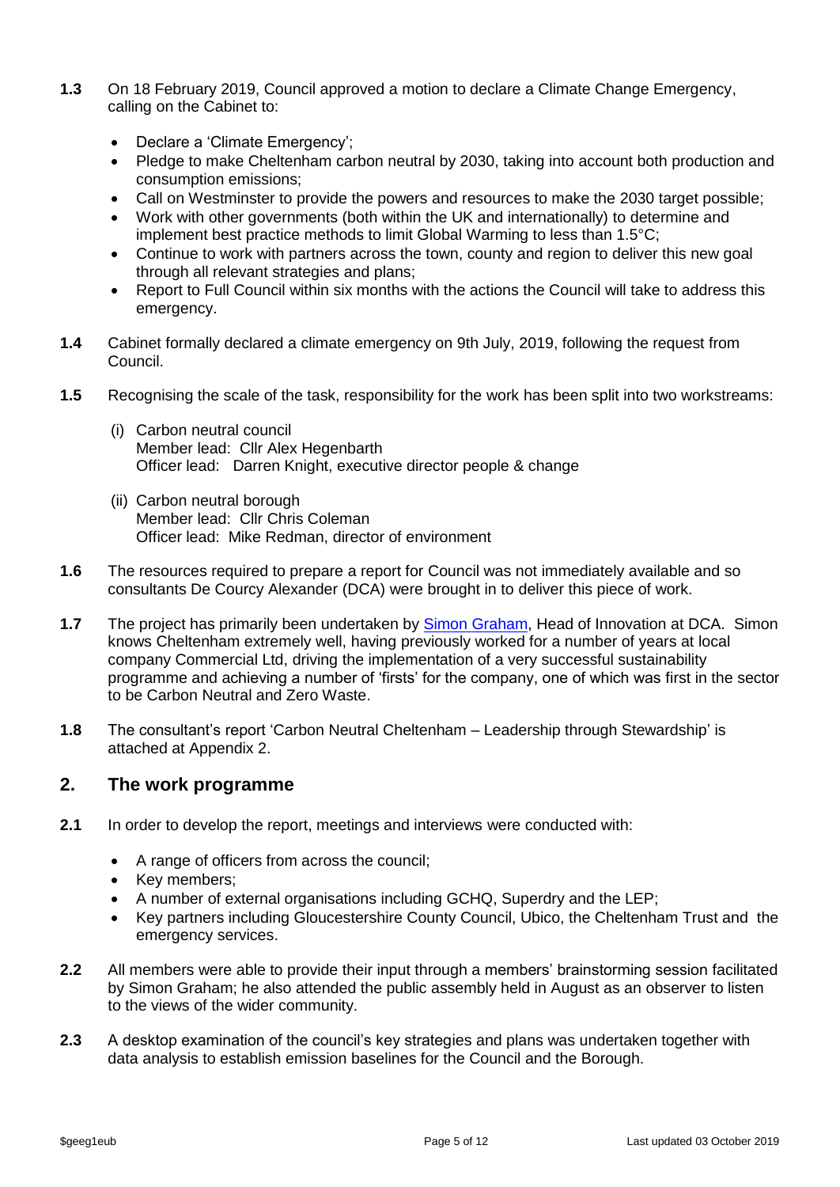**1.3** On 18 February 2019, Council approved a motion to declare a Climate Change Emergency, calling on the Cabinet to:

- Declare a 'Climate Emergency';
- Pledge to make Cheltenham carbon neutral by 2030, taking into account both production and consumption emissions;
- Call on Westminster to provide the powers and resources to make the 2030 target possible;
- Work with other governments (both within the UK and internationally) to determine and implement best practice methods to limit Global Warming to less than 1.5°C;
- Continue to work with partners across the town, county and region to deliver this new goal through all relevant strategies and plans;
- Report to Full Council within six months with the actions the Council will take to address this emergency.

**1.4** Cabinet formally declared a climate emergency on 9th July, 2019, following the request from Council.

**1.5** Recognising the scale of the task, responsibility for the work has been split into two workstreams:

(i) Carbon neutral council
Member lead: Cllr Alex Hegenbarth
Officer lead: Darren Knight, executive director people & change

(ii) Carbon neutral borough
Member lead: Cllr Chris Coleman
Officer lead: Mike Redman, director of environment

**1.6** The resources required to prepare a report for Council was not immediately available and so consultants De Courcy Alexander (DCA) were brought in to deliver this piece of work.

**1.7** The project has primarily been undertaken by Simon Graham, Head of Innovation at DCA. Simon knows Cheltenham extremely well, having previously worked for a number of years at local company Commercial Ltd, driving the implementation of a very successful sustainability programme and achieving a number of 'firsts' for the company, one of which was first in the sector to be Carbon Neutral and Zero Waste.

**1.8** The consultant's report 'Carbon Neutral Cheltenham – Leadership through Stewardship' is attached at Appendix 2.

## 2. The work programme

**2.1** In order to develop the report, meetings and interviews were conducted with:

- A range of officers from across the council;
- Key members;
- A number of external organisations including GCHQ, Superdry and the LEP;
- Key partners including Gloucestershire County Council, Ubico, the Cheltenham Trust and the emergency services.

**2.2** All members were able to provide their input through a members' brainstorming session facilitated by Simon Graham; he also attended the public assembly held in August as an observer to listen to the views of the wider community.

**2.3** A desktop examination of the council's key strategies and plans was undertaken together with data analysis to establish emission baselines for the Council and the Borough.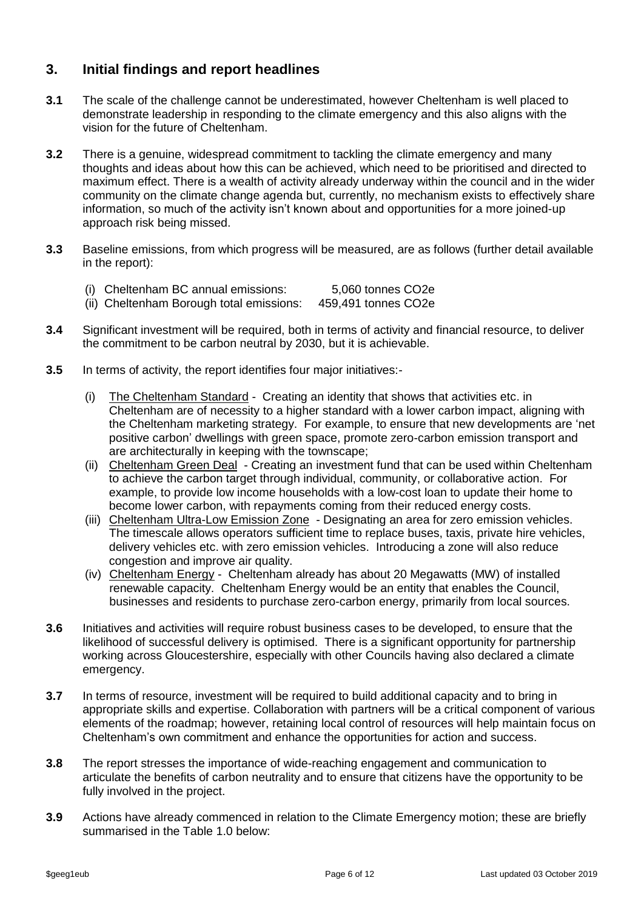## 3. Initial findings and report headlines

**3.1** The scale of the challenge cannot be underestimated, however Cheltenham is well placed to demonstrate leadership in responding to the climate emergency and this also aligns with the vision for the future of Cheltenham.

**3.2** There is a genuine, widespread commitment to tackling the climate emergency and many thoughts and ideas about how this can be achieved, which need to be prioritised and directed to maximum effect. There is a wealth of activity already underway within the council and in the wider community on the climate change agenda but, currently, no mechanism exists to effectively share information, so much of the activity isn't known about and opportunities for a more joined-up approach risk being missed.

**3.3** Baseline emissions, from which progress will be measured, are as follows (further detail available in the report):

(i) Cheltenham BC annual emissions: 5,060 tonnes $CO_2e$
(ii) Cheltenham Borough total emissions: 459,491 tonnes $CO_2e$

**3.4** Significant investment will be required, both in terms of activity and financial resource, to deliver the commitment to be carbon neutral by 2030, but it is achievable.

**3.5** In terms of activity, the report identifies four major initiatives:-

(i) The Cheltenham Standard - Creating an identity that shows that activities etc. in Cheltenham are of necessity to a higher standard with a lower carbon impact, aligning with the Cheltenham marketing strategy. For example, to ensure that new developments are 'net positive carbon' dwellings with green space, promote zero-carbon emission transport and are architecturally in keeping with the townscape;

(ii) Cheltenham Green Deal - Creating an investment fund that can be used within Cheltenham to achieve the carbon target through individual, community, or collaborative action. For example, to provide low income households with a low-cost loan to update their home to become lower carbon, with repayments coming from their reduced energy costs.

(iii) Cheltenham Ultra-Low Emission Zone - Designating an area for zero emission vehicles. The timescale allows operators sufficient time to replace buses, taxis, private hire vehicles, delivery vehicles etc. with zero emission vehicles. Introducing a zone will also reduce congestion and improve air quality.

(iv) Cheltenham Energy - Cheltenham already has about 20 Megawatts (MW) of installed renewable capacity. Cheltenham Energy would be an entity that enables the Council, businesses and residents to purchase zero-carbon energy, primarily from local sources.

**3.6** Initiatives and activities will require robust business cases to be developed, to ensure that the likelihood of successful delivery is optimised. There is a significant opportunity for partnership working across Gloucestershire, especially with other Councils having also declared a climate emergency.

**3.7** In terms of resource, investment will be required to build additional capacity and to bring in appropriate skills and expertise. Collaboration with partners will be a critical component of various elements of the roadmap; however, retaining local control of resources will help maintain focus on Cheltenham's own commitment and enhance the opportunities for action and success.

**3.8** The report stresses the importance of wide-reaching engagement and communication to articulate the benefits of carbon neutrality and to ensure that citizens have the opportunity to be fully involved in the project.

**3.9** Actions have already commenced in relation to the Climate Emergency motion; these are briefly summarised in the Table 1.0 below: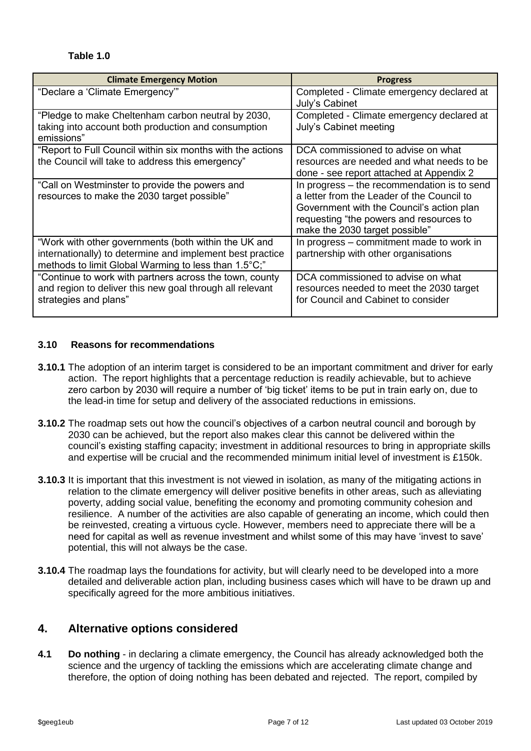**Table 1.0**

| Climate Emergency Motion | Progress |
|---|---|
| "Declare a 'Climate Emergency'" | Completed - Climate emergency declared at July's Cabinet |
| "Pledge to make Cheltenham carbon neutral by 2030, taking into account both production and consumption emissions" | Completed - Climate emergency declared at July's Cabinet meeting |
| "Report to Full Council within six months with the actions the Council will take to address this emergency" | DCA commissioned to advise on what resources are needed and what needs to be done - see report attached at Appendix 2 |
| "Call on Westminster to provide the powers and resources to make the 2030 target possible" | In progress – the recommendation is to send a letter from the Leader of the Council to Government with the Council's action plan requesting "the powers and resources to make the 2030 target possible" |
| "Work with other governments (both within the UK and internationally) to determine and implement best practice methods to limit Global Warming to less than 1.5°C;" | In progress – commitment made to work in partnership with other organisations |
| "Continue to work with partners across the town, county and region to deliver this new goal through all relevant strategies and plans" | DCA commissioned to advise on what resources needed to meet the 2030 target for Council and Cabinet to consider |

### 3.10 Reasons for recommendations

**3.10.1** The adoption of an interim target is considered to be an important commitment and driver for early action. The report highlights that a percentage reduction is readily achievable, but to achieve zero carbon by 2030 will require a number of 'big ticket' items to be put in train early on, due to the lead-in time for setup and delivery of the associated reductions in emissions.

**3.10.2** The roadmap sets out how the council's objectives of a carbon neutral council and borough by 2030 can be achieved, but the report also makes clear this cannot be delivered within the council's existing staffing capacity; investment in additional resources to bring in appropriate skills and expertise will be crucial and the recommended minimum initial level of investment is £150k.

**3.10.3** It is important that this investment is not viewed in isolation, as many of the mitigating actions in relation to the climate emergency will deliver positive benefits in other areas, such as alleviating poverty, adding social value, benefiting the economy and promoting community cohesion and resilience. A number of the activities are also capable of generating an income, which could then be reinvested, creating a virtuous cycle. However, members need to appreciate there will be a need for capital as well as revenue investment and whilst some of this may have 'invest to save' potential, this will not always be the case.

**3.10.4** The roadmap lays the foundations for activity, but will clearly need to be developed into a more detailed and deliverable action plan, including business cases which will have to be drawn up and specifically agreed for the more ambitious initiatives.

## 4. Alternative options considered

**4.1** **Do nothing** - in declaring a climate emergency, the Council has already acknowledged both the science and the urgency of tackling the emissions which are accelerating climate change and therefore, the option of doing nothing has been debated and rejected. The report, compiled by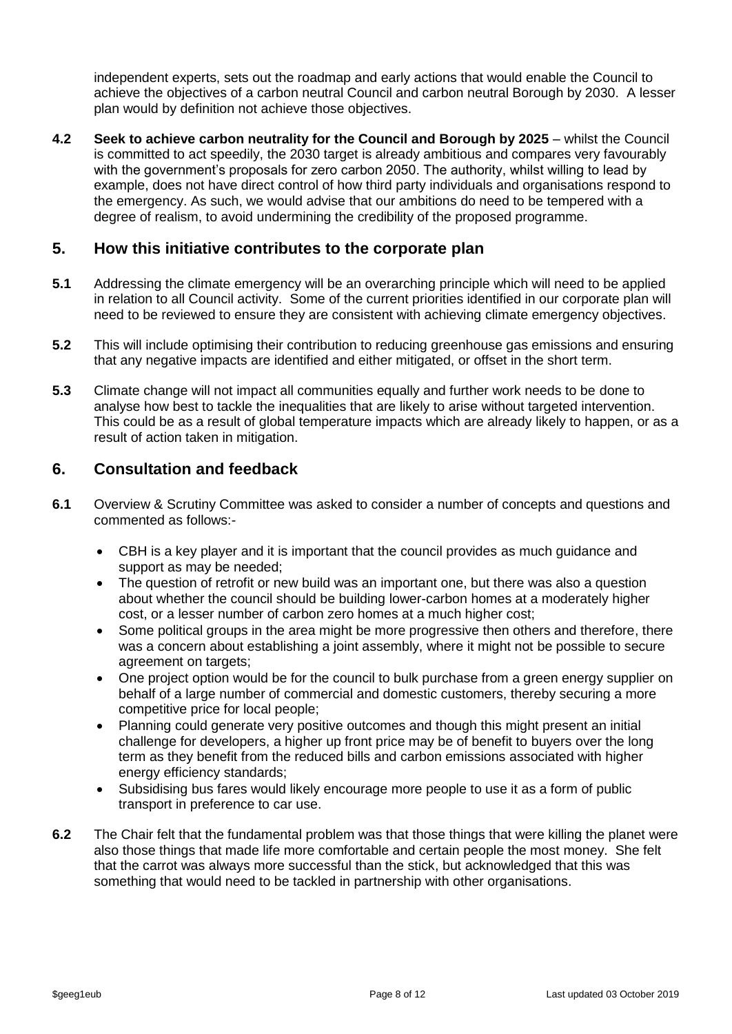independent experts, sets out the roadmap and early actions that would enable the Council to achieve the objectives of a carbon neutral Council and carbon neutral Borough by 2030. A lesser plan would by definition not achieve those objectives.

**4.2** **Seek to achieve carbon neutrality for the Council and Borough by 2025** – whilst the Council is committed to act speedily, the 2030 target is already ambitious and compares very favourably with the government's proposals for zero carbon 2050. The authority, whilst willing to lead by example, does not have direct control of how third party individuals and organisations respond to the emergency. As such, we would advise that our ambitions do need to be tempered with a degree of realism, to avoid undermining the credibility of the proposed programme.

## 5. How this initiative contributes to the corporate plan

**5.1** Addressing the climate emergency will be an overarching principle which will need to be applied in relation to all Council activity. Some of the current priorities identified in our corporate plan will need to be reviewed to ensure they are consistent with achieving climate emergency objectives.

**5.2** This will include optimising their contribution to reducing greenhouse gas emissions and ensuring that any negative impacts are identified and either mitigated, or offset in the short term.

**5.3** Climate change will not impact all communities equally and further work needs to be done to analyse how best to tackle the inequalities that are likely to arise without targeted intervention. This could be as a result of global temperature impacts which are already likely to happen, or as a result of action taken in mitigation.

## 6. Consultation and feedback

**6.1** Overview & Scrutiny Committee was asked to consider a number of concepts and questions and commented as follows:-

- CBH is a key player and it is important that the council provides as much guidance and support as may be needed;
- The question of retrofit or new build was an important one, but there was also a question about whether the council should be building lower-carbon homes at a moderately higher cost, or a lesser number of carbon zero homes at a much higher cost;
- Some political groups in the area might be more progressive then others and therefore, there was a concern about establishing a joint assembly, where it might not be possible to secure agreement on targets;
- One project option would be for the council to bulk purchase from a green energy supplier on behalf of a large number of commercial and domestic customers, thereby securing a more competitive price for local people;
- Planning could generate very positive outcomes and though this might present an initial challenge for developers, a higher up front price may be of benefit to buyers over the long term as they benefit from the reduced bills and carbon emissions associated with higher energy efficiency standards;
- Subsidising bus fares would likely encourage more people to use it as a form of public transport in preference to car use.

**6.2** The Chair felt that the fundamental problem was that those things that were killing the planet were also those things that made life more comfortable and certain people the most money. She felt that the carrot was always more successful than the stick, but acknowledged that this was something that would need to be tackled in partnership with other organisations.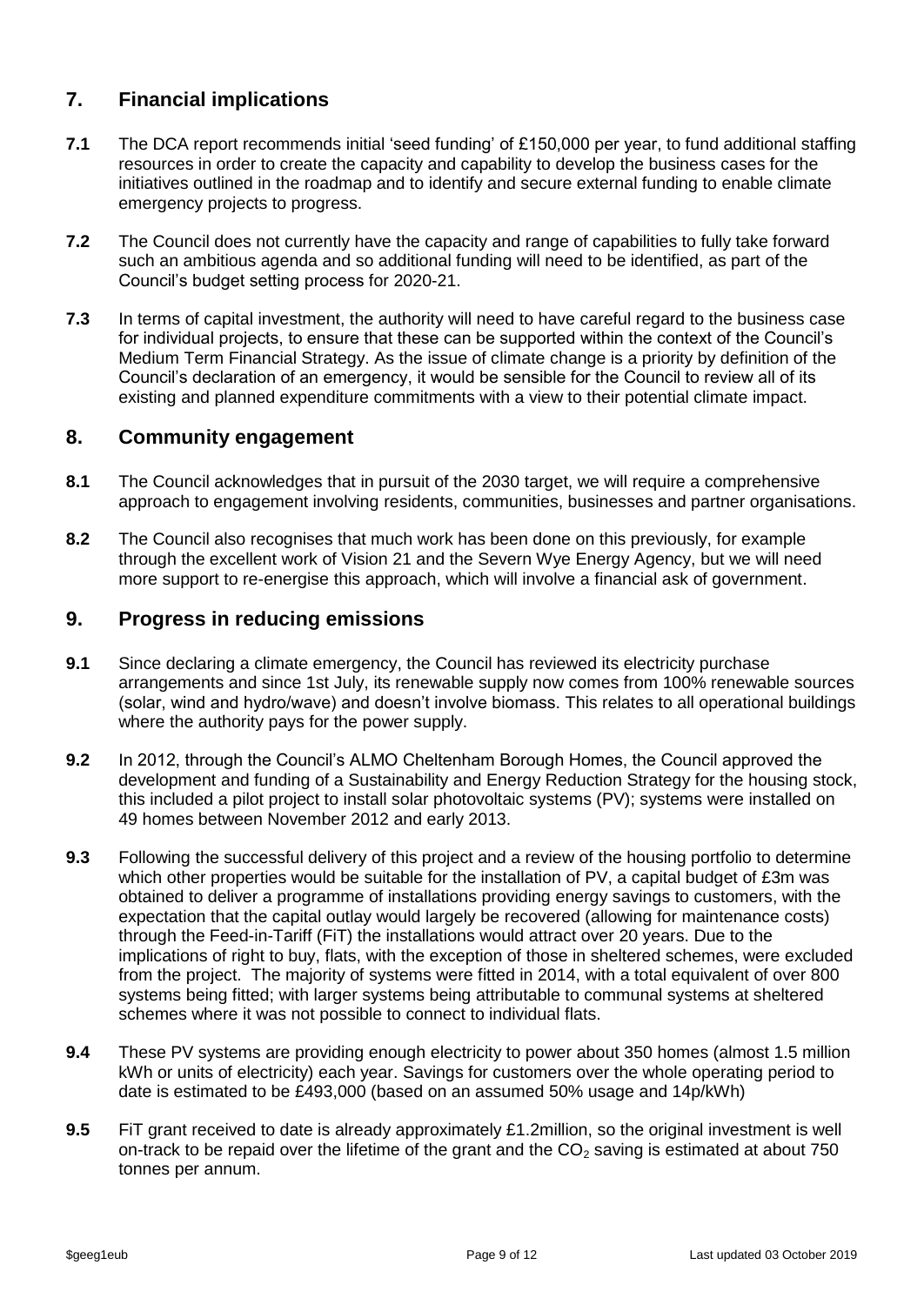## 7. Financial implications

**7.1** The DCA report recommends initial 'seed funding' of £150,000 per year, to fund additional staffing resources in order to create the capacity and capability to develop the business cases for the initiatives outlined in the roadmap and to identify and secure external funding to enable climate emergency projects to progress.

**7.2** The Council does not currently have the capacity and range of capabilities to fully take forward such an ambitious agenda and so additional funding will need to be identified, as part of the Council's budget setting process for 2020-21.

**7.3** In terms of capital investment, the authority will need to have careful regard to the business case for individual projects, to ensure that these can be supported within the context of the Council's Medium Term Financial Strategy. As the issue of climate change is a priority by definition of the Council's declaration of an emergency, it would be sensible for the Council to review all of its existing and planned expenditure commitments with a view to their potential climate impact.

## 8. Community engagement

**8.1** The Council acknowledges that in pursuit of the 2030 target, we will require a comprehensive approach to engagement involving residents, communities, businesses and partner organisations.

**8.2** The Council also recognises that much work has been done on this previously, for example through the excellent work of Vision 21 and the Severn Wye Energy Agency, but we will need more support to re-energise this approach, which will involve a financial ask of government.

## 9. Progress in reducing emissions

**9.1** Since declaring a climate emergency, the Council has reviewed its electricity purchase arrangements and since 1st July, its renewable supply now comes from 100% renewable sources (solar, wind and hydro/wave) and doesn't involve biomass. This relates to all operational buildings where the authority pays for the power supply.

**9.2** In 2012, through the Council's ALMO Cheltenham Borough Homes, the Council approved the development and funding of a Sustainability and Energy Reduction Strategy for the housing stock, this included a pilot project to install solar photovoltaic systems (PV); systems were installed on 49 homes between November 2012 and early 2013.

**9.3** Following the successful delivery of this project and a review of the housing portfolio to determine which other properties would be suitable for the installation of PV, a capital budget of £3m was obtained to deliver a programme of installations providing energy savings to customers, with the expectation that the capital outlay would largely be recovered (allowing for maintenance costs) through the Feed-in-Tariff (FiT) the installations would attract over 20 years. Due to the implications of right to buy, flats, with the exception of those in sheltered schemes, were excluded from the project. The majority of systems were fitted in 2014, with a total equivalent of over 800 systems being fitted; with larger systems being attributable to communal systems at sheltered schemes where it was not possible to connect to individual flats.

**9.4** These PV systems are providing enough electricity to power about 350 homes (almost 1.5 million kWh or units of electricity) each year. Savings for customers over the whole operating period to date is estimated to be £493,000 (based on an assumed 50% usage and 14p/kWh)

**9.5** FiT grant received to date is already approximately £1.2million, so the original investment is well on-track to be repaid over the lifetime of the grant and the $CO_2$ saving is estimated at about 750 tonnes per annum.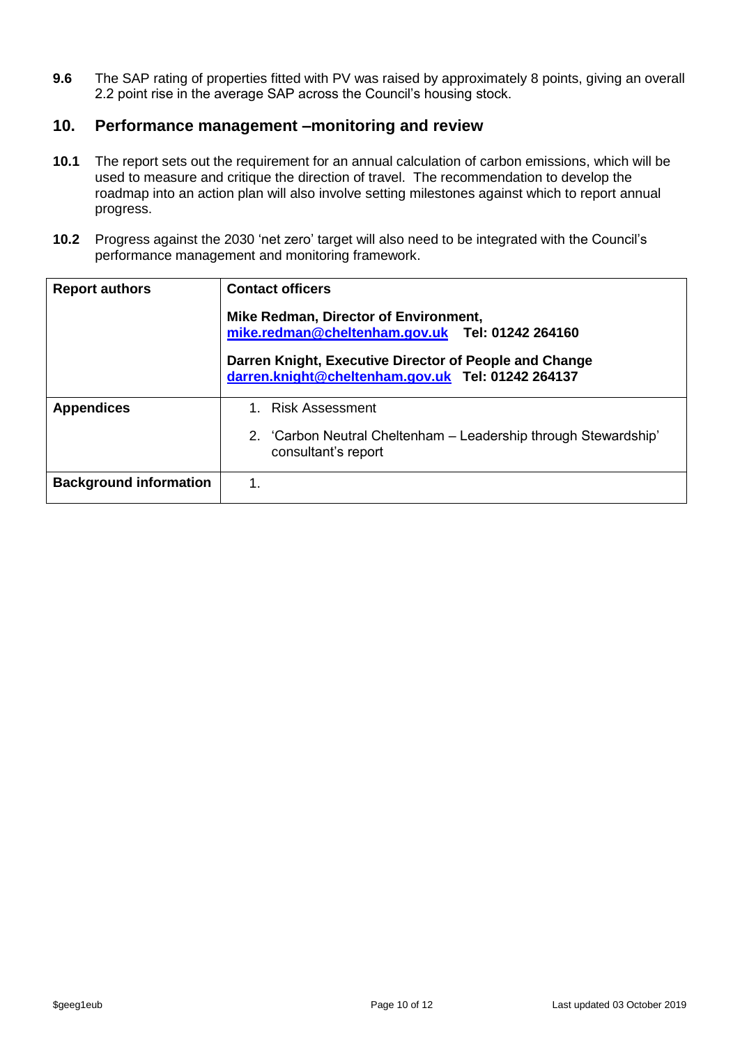**9.6** The SAP rating of properties fitted with PV was raised by approximately 8 points, giving an overall 2.2 point rise in the average SAP across the Council's housing stock.

## 10. Performance management –monitoring and review

**10.1** The report sets out the requirement for an annual calculation of carbon emissions, which will be used to measure and critique the direction of travel. The recommendation to develop the roadmap into an action plan will also involve setting milestones against which to report annual progress.

**10.2** Progress against the 2030 'net zero' target will also need to be integrated with the Council's performance management and monitoring framework.

| **Report authors** | **Contact officers**<br><br>**Mike Redman, Director of Environment,**<br>**mike.redman@cheltenham.gov.uk Tel: 01242 264160**<br><br>**Darren Knight, Executive Director of People and Change**<br>**darren.knight@cheltenham.gov.uk Tel: 01242 264137** |
|---|---|
| **Appendices** | 1. Risk Assessment<br>2. 'Carbon Neutral Cheltenham – Leadership through Stewardship' consultant's report |
| **Background information** | 1. |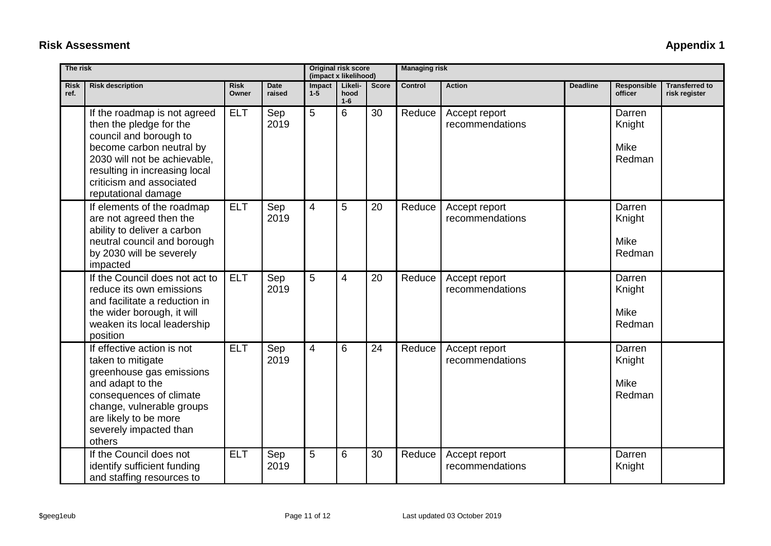**Risk Assessment** **Appendix 1**

| The risk | | | | Original risk score (impact x likelihood) | | | Managing risk | | | | |
|---|---|---|---|---|---|---|---|---|---|---|---|
| Risk ref. | Risk description | Risk Owner | Date raised | Impact 1-5 | Likeli-hood 1-6 | Score | Control | Action | Deadline | Responsible officer | Transferred to risk register |
| | If the roadmap is not agreed then the pledge for the council and borough to become carbon neutral by 2030 will not be achievable, resulting in increasing local criticism and associated reputational damage | ELT | Sep 2019 | 5 | 6 | 30 | Reduce | Accept report recommendations | | Darren Knight<br><br>Mike Redman | |
| | If elements of the roadmap are not agreed then the ability to deliver a carbon neutral council and borough by 2030 will be severely impacted | ELT | Sep 2019 | 4 | 5 | 20 | Reduce | Accept report recommendations | | Darren Knight<br><br>Mike Redman | |
| | If the Council does not act to reduce its own emissions and facilitate a reduction in the wider borough, it will weaken its local leadership position | ELT | Sep 2019 | 5 | 4 | 20 | Reduce | Accept report recommendations | | Darren Knight<br><br>Mike Redman | |
| | If effective action is not taken to mitigate greenhouse gas emissions and adapt to the consequences of climate change, vulnerable groups are likely to be more severely impacted than others | ELT | Sep 2019 | 4 | 6 | 24 | Reduce | Accept report recommendations | | Darren Knight<br><br>Mike Redman | |
| | If the Council does not identify sufficient funding and staffing resources to | ELT | Sep 2019 | 5 | 6 | 30 | Reduce | Accept report recommendations | | Darren Knight | |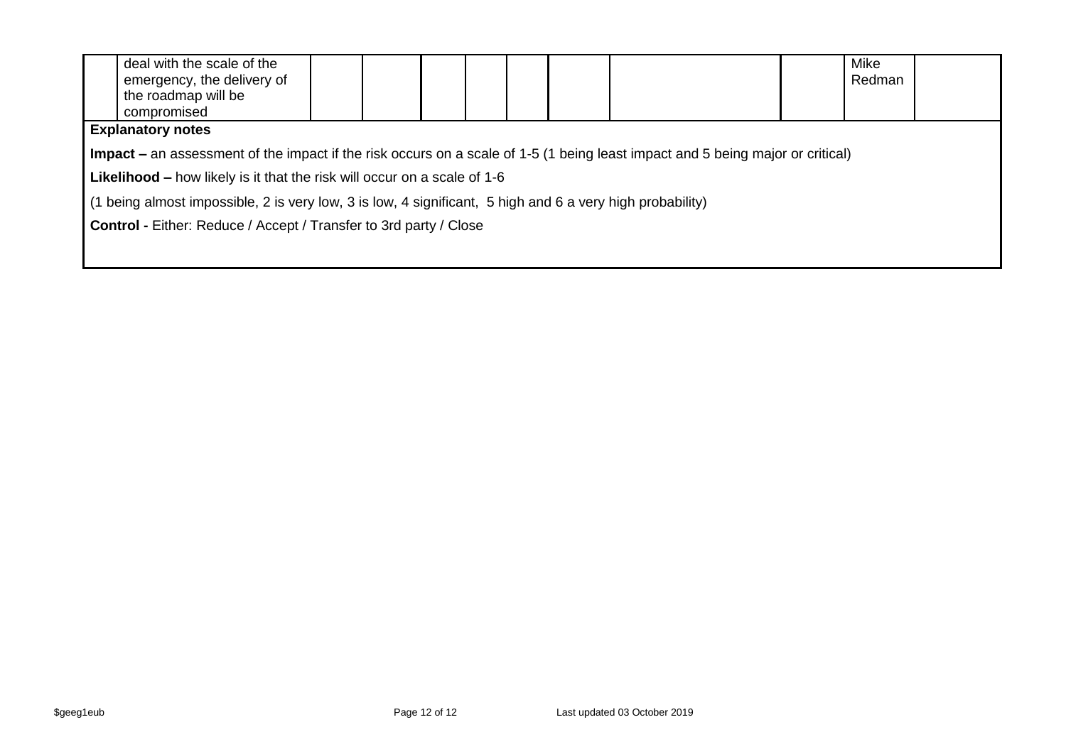| | | | | | | | | | | | |
|---|---|---|---|---|---|---|---|---|---|---|---|
| | deal with the scale of the emergency, the delivery of the roadmap will be compromised | | | | | | | | | Mike Redman | |

**Explanatory notes**

**Impact –** an assessment of the impact if the risk occurs on a scale of 1-5 (1 being least impact and 5 being major or critical)

**Likelihood –** how likely is it that the risk will occur on a scale of 1-6

(1 being almost impossible, 2 is very low, 3 is low, 4 significant, 5 high and 6 a very high probability)

**Control -** Either: Reduce / Accept / Transfer to 3rd party / Close